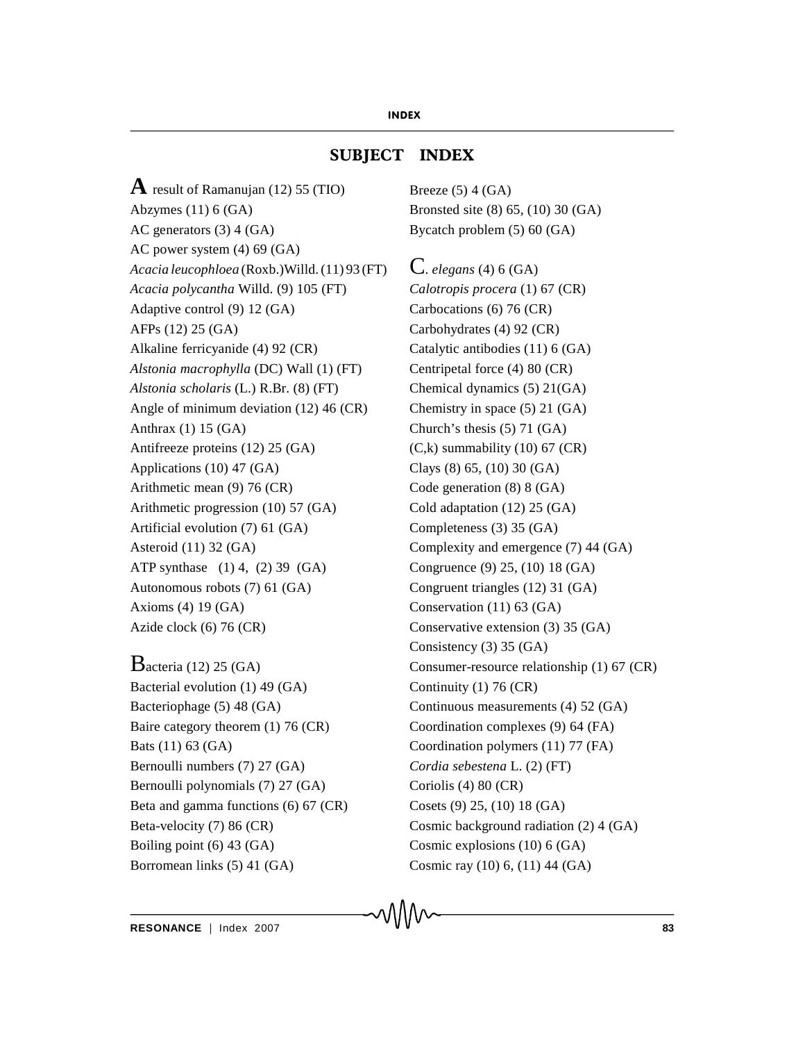## SUBJECT INDEX

A result of Ramanujan (12) 55 (TIO)
Abzymes (11) 6 (GA)
AC generators (3) 4 (GA)
AC power system (4) 69 (GA)
*Acacia leucophloea* (Roxb.)Willd. (11) 93 (FT)
*Acacia polycantha* Willd. (9) 105 (FT)
Adaptive control (9) 12 (GA)
AFPs (12) 25 (GA)
Alkaline ferricyanide (4) 92 (CR)
*Alstonia macrophylla* (DC) Wall (1) (FT)
*Alstonia scholaris* (L.) R.Br. (8) (FT)
Angle of minimum deviation (12) 46 (CR)
Anthrax (1) 15 (GA)
Antifreeze proteins (12) 25 (GA)
Applications (10) 47 (GA)
Arithmetic mean (9) 76 (CR)
Arithmetic progression (10) 57 (GA)
Artificial evolution (7) 61 (GA)
Asteroid (11) 32 (GA)
ATP synthase (1) 4, (2) 39 (GA)
Autonomous robots (7) 61 (GA)
Axioms (4) 19 (GA)
Azide clock (6) 76 (CR)

Bacteria (12) 25 (GA)
Bacterial evolution (1) 49 (GA)
Bacteriophage (5) 48 (GA)
Baire category theorem (1) 76 (CR)
Bats (11) 63 (GA)
Bernoulli numbers (7) 27 (GA)
Bernoulli polynomials (7) 27 (GA)
Beta and gamma functions (6) 67 (CR)
Beta-velocity (7) 86 (CR)
Boiling point (6) 43 (GA)
Borromean links (5) 41 (GA)
Breeze (5) 4 (GA)
Bronsted site (8) 65, (10) 30 (GA)
Bycatch problem (5) 60 (GA)

*C. elegans* (4) 6 (GA)
*Calotropis procera* (1) 67 (CR)
Carbocations (6) 76 (CR)
Carbohydrates (4) 92 (CR)
Catalytic antibodies (11) 6 (GA)
Centripetal force (4) 80 (CR)
Chemical dynamics (5) 21(GA)
Chemistry in space (5) 21 (GA)
Church's thesis (5) 71 (GA)
(C,k) summability (10) 67 (CR)
Clays (8) 65, (10) 30 (GA)
Code generation (8) 8 (GA)
Cold adaptation (12) 25 (GA)
Completeness (3) 35 (GA)
Complexity and emergence (7) 44 (GA)
Congruence (9) 25, (10) 18 (GA)
Congruent triangles (12) 31 (GA)
Conservation (11) 63 (GA)
Conservative extension (3) 35 (GA)
Consistency (3) 35 (GA)
Consumer-resource relationship (1) 67 (CR)
Continuity (1) 76 (CR)
Continuous measurements (4) 52 (GA)
Coordination complexes (9) 64 (FA)
Coordination polymers (11) 77 (FA)
*Cordia sebestena* L. (2) (FT)
Coriolis (4) 80 (CR)
Cosets (9) 25, (10) 18 (GA)
Cosmic background radiation (2) 4 (GA)
Cosmic explosions (10) 6 (GA)
Cosmic ray (10) 6, (11) 44 (GA)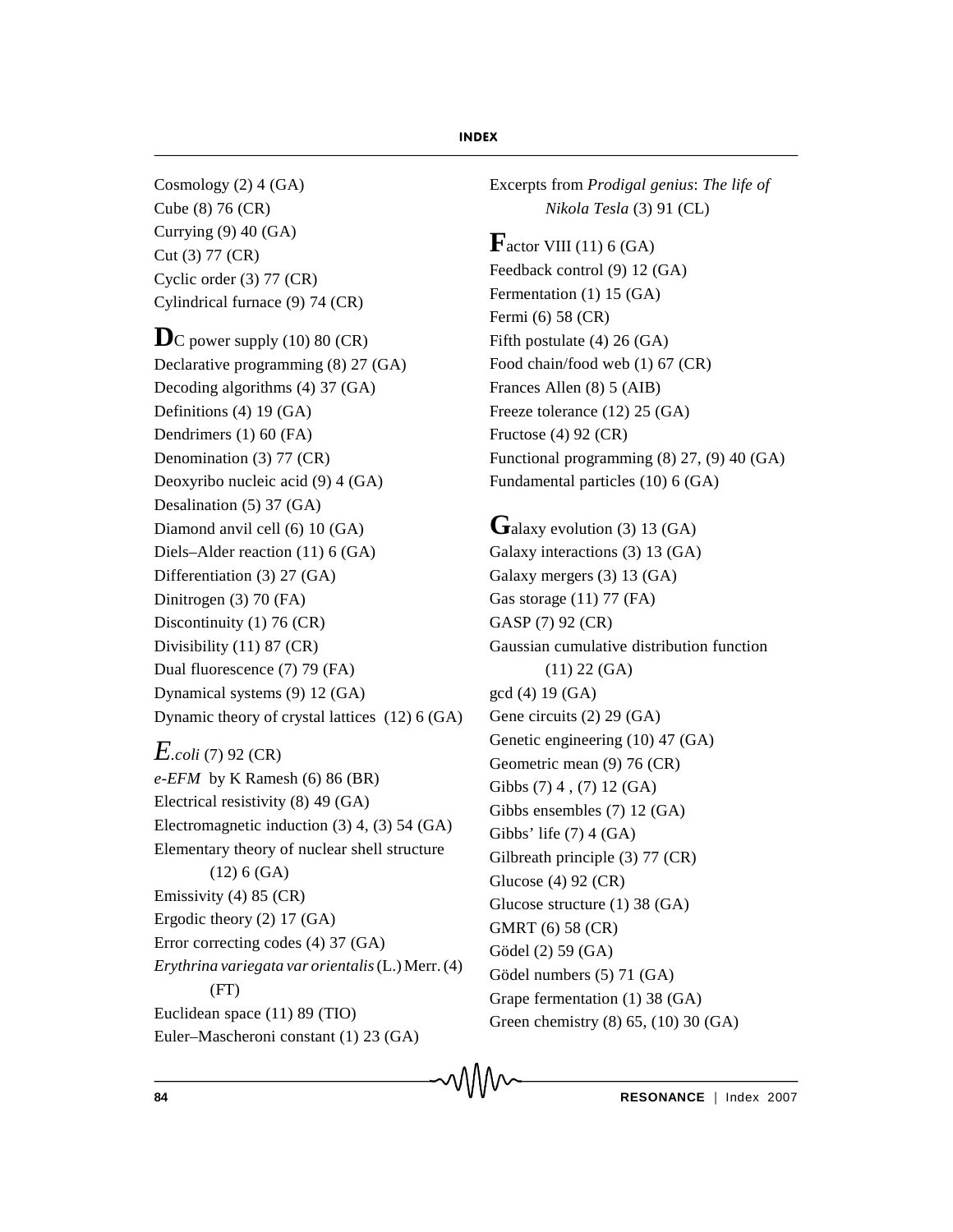Cosmology (2) 4 (GA)
Cube (8) 76 (CR)
Currying (9) 40 (GA)
Cut (3) 77 (CR)
Cyclic order (3) 77 (CR)
Cylindrical furnace (9) 74 (CR)

**D**C power supply (10) 80 (CR)
Declarative programming (8) 27 (GA)
Decoding algorithms (4) 37 (GA)
Definitions (4) 19 (GA)
Dendrimers (1) 60 (FA)
Denomination (3) 77 (CR)
Deoxyribo nucleic acid (9) 4 (GA)
Desalination (5) 37 (GA)
Diamond anvil cell (6) 10 (GA)
Diels–Alder reaction (11) 6 (GA)
Differentiation (3) 27 (GA)
Dinitrogen (3) 70 (FA)
Discontinuity (1) 76 (CR)
Divisibility (11) 87 (CR)
Dual fluorescence (7) 79 (FA)
Dynamical systems (9) 12 (GA)
Dynamic theory of crystal lattices (12) 6 (GA)

*E.coli* (7) 92 (CR)
*e-EFM* by K Ramesh (6) 86 (BR)
Electrical resistivity (8) 49 (GA)
Electromagnetic induction (3) 4, (3) 54 (GA)
Elementary theory of nuclear shell structure (12) 6 (GA)
Emissivity (4) 85 (CR)
Ergodic theory (2) 17 (GA)
Error correcting codes (4) 37 (GA)
*Erythrina variegata var orientalis* (L.) Merr. (4) (FT)
Euclidean space (11) 89 (TIO)
Euler–Mascheroni constant (1) 23 (GA)
Excerpts from *Prodigal genius*: *The life of Nikola Tesla* (3) 91 (CL)

**F**actor VIII (11) 6 (GA)
Feedback control (9) 12 (GA)
Fermentation (1) 15 (GA)
Fermi (6) 58 (CR)
Fifth postulate (4) 26 (GA)
Food chain/food web (1) 67 (CR)
Frances Allen (8) 5 (AIB)
Freeze tolerance (12) 25 (GA)
Fructose (4) 92 (CR)
Functional programming (8) 27, (9) 40 (GA)
Fundamental particles (10) 6 (GA)

**G**alaxy evolution (3) 13 (GA)
Galaxy interactions (3) 13 (GA)
Galaxy mergers (3) 13 (GA)
Gas storage (11) 77 (FA)
GASP (7) 92 (CR)
Gaussian cumulative distribution function (11) 22 (GA)
gcd (4) 19 (GA)
Gene circuits (2) 29 (GA)
Genetic engineering (10) 47 (GA)
Geometric mean (9) 76 (CR)
Gibbs (7) 4 , (7) 12 (GA)
Gibbs ensembles (7) 12 (GA)
Gibbs' life (7) 4 (GA)
Gilbreath principle (3) 77 (CR)
Glucose (4) 92 (CR)
Glucose structure (1) 38 (GA)
GMRT (6) 58 (CR)
Gödel (2) 59 (GA)
Gödel numbers (5) 71 (GA)
Grape fermentation (1) 38 (GA)
Green chemistry (8) 65, (10) 30 (GA)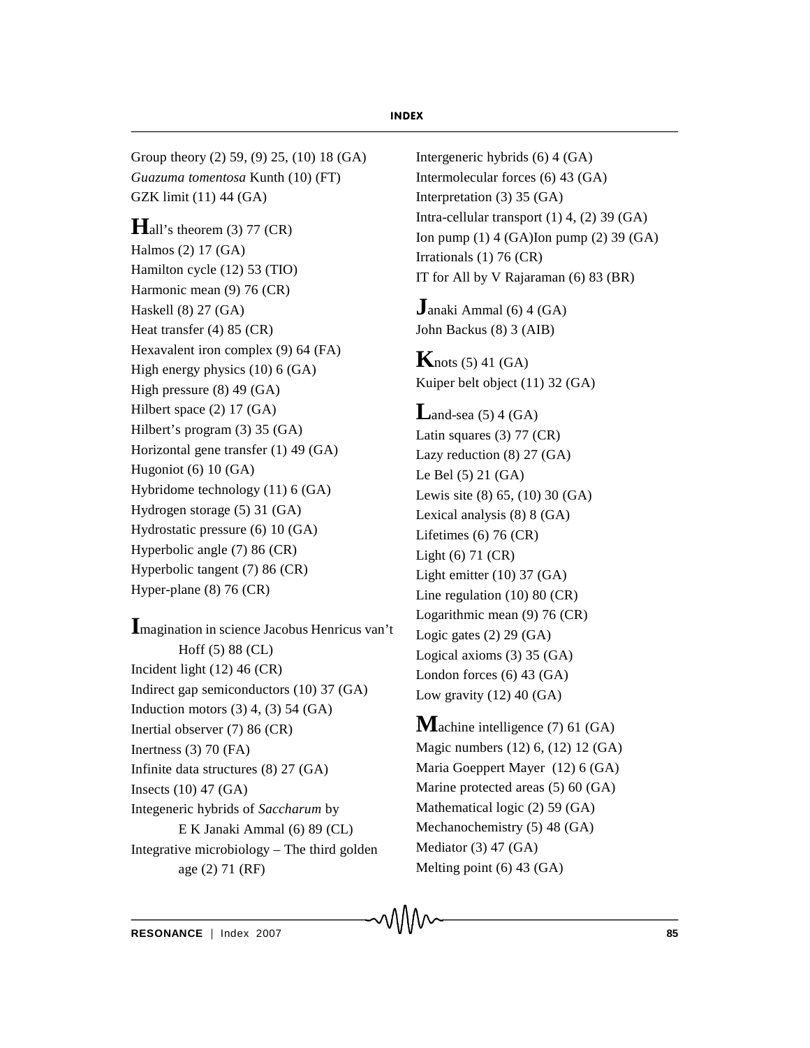Group theory (2) 59, (9) 25, (10) 18 (GA)
*Guazuma tomentosa* Kunth (10) (FT)
GZK limit (11) 44 (GA)

**H**all's theorem (3) 77 (CR)
Halmos (2) 17 (GA)
Hamilton cycle (12) 53 (TIO)
Harmonic mean (9) 76 (CR)
Haskell (8) 27 (GA)
Heat transfer (4) 85 (CR)
Hexavalent iron complex (9) 64 (FA)
High energy physics (10) 6 (GA)
High pressure (8) 49 (GA)
Hilbert space (2) 17 (GA)
Hilbert's program (3) 35 (GA)
Horizontal gene transfer (1) 49 (GA)
Hugoniot (6) 10 (GA)
Hybridome technology (11) 6 (GA)
Hydrogen storage (5) 31 (GA)
Hydrostatic pressure (6) 10 (GA)
Hyperbolic angle (7) 86 (CR)
Hyperbolic tangent (7) 86 (CR)
Hyper-plane (8) 76 (CR)

**I**magination in science Jacobus Henricus van't Hoff (5) 88 (CL)
Incident light (12) 46 (CR)
Indirect gap semiconductors (10) 37 (GA)
Induction motors (3) 4, (3) 54 (GA)
Inertial observer (7) 86 (CR)
Inertness (3) 70 (FA)
Infinite data structures (8) 27 (GA)
Insects (10) 47 (GA)
Integeneric hybrids of *Saccharum* by E K Janaki Ammal (6) 89 (CL)
Integrative microbiology – The third golden age (2) 71 (RF)

Intergeneric hybrids (6) 4 (GA)
Intermolecular forces (6) 43 (GA)
Interpretation (3) 35 (GA)
Intra-cellular transport (1) 4, (2) 39 (GA)
Ion pump (1) 4 (GA)Ion pump (2) 39 (GA)
Irrationals (1) 76 (CR)
IT for All by V Rajaraman (6) 83 (BR)

**J**anaki Ammal (6) 4 (GA)
John Backus (8) 3 (AIB)

**K**nots (5) 41 (GA)
Kuiper belt object (11) 32 (GA)

**L**and-sea (5) 4 (GA)
Latin squares (3) 77 (CR)
Lazy reduction (8) 27 (GA)
Le Bel (5) 21 (GA)
Lewis site (8) 65, (10) 30 (GA)
Lexical analysis (8) 8 (GA)
Lifetimes (6) 76 (CR)
Light (6) 71 (CR)
Light emitter (10) 37 (GA)
Line regulation (10) 80 (CR)
Logarithmic mean (9) 76 (CR)
Logic gates (2) 29 (GA)
Logical axioms (3) 35 (GA)
London forces (6) 43 (GA)
Low gravity (12) 40 (GA)

**M**achine intelligence (7) 61 (GA)
Magic numbers (12) 6, (12) 12 (GA)
Maria Goeppert Mayer (12) 6 (GA)
Marine protected areas (5) 60 (GA)
Mathematical logic (2) 59 (GA)
Mechanochemistry (5) 48 (GA)
Mediator (3) 47 (GA)
Melting point (6) 43 (GA)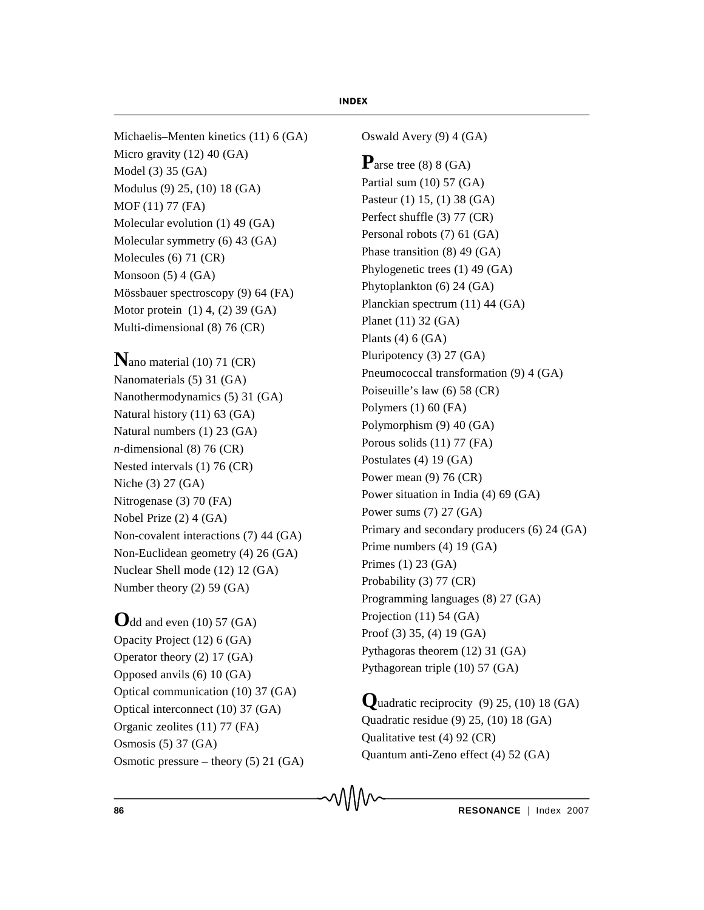Michaelis–Menten kinetics (11) 6 (GA)
Micro gravity (12) 40 (GA)
Model (3) 35 (GA)
Modulus (9) 25, (10) 18 (GA)
MOF (11) 77 (FA)
Molecular evolution (1) 49 (GA)
Molecular symmetry (6) 43 (GA)
Molecules (6) 71 (CR)
Monsoon (5) 4 (GA)
Mössbauer spectroscopy (9) 64 (FA)
Motor protein (1) 4, (2) 39 (GA)
Multi-dimensional (8) 76 (CR)

**N**ano material (10) 71 (CR)
Nanomaterials (5) 31 (GA)
Nanothermodynamics (5) 31 (GA)
Natural history (11) 63 (GA)
Natural numbers (1) 23 (GA)
*n*-dimensional (8) 76 (CR)
Nested intervals (1) 76 (CR)
Niche (3) 27 (GA)
Nitrogenase (3) 70 (FA)
Nobel Prize (2) 4 (GA)
Non-covalent interactions (7) 44 (GA)
Non-Euclidean geometry (4) 26 (GA)
Nuclear Shell mode (12) 12 (GA)
Number theory (2) 59 (GA)

**O**dd and even (10) 57 (GA)
Opacity Project (12) 6 (GA)
Operator theory (2) 17 (GA)
Opposed anvils (6) 10 (GA)
Optical communication (10) 37 (GA)
Optical interconnect (10) 37 (GA)
Organic zeolites (11) 77 (FA)
Osmosis (5) 37 (GA)
Osmotic pressure – theory (5) 21 (GA)
Oswald Avery (9) 4 (GA)

**P**arse tree (8) 8 (GA)
Partial sum (10) 57 (GA)
Pasteur (1) 15, (1) 38 (GA)
Perfect shuffle (3) 77 (CR)
Personal robots (7) 61 (GA)
Phase transition (8) 49 (GA)
Phylogenetic trees (1) 49 (GA)
Phytoplankton (6) 24 (GA)
Planckian spectrum (11) 44 (GA)
Planet (11) 32 (GA)
Plants (4) 6 (GA)
Pluripotency (3) 27 (GA)
Pneumococcal transformation (9) 4 (GA)
Poiseuille's law (6) 58 (CR)
Polymers (1) 60 (FA)
Polymorphism (9) 40 (GA)
Porous solids (11) 77 (FA)
Postulates (4) 19 (GA)
Power mean (9) 76 (CR)
Power situation in India (4) 69 (GA)
Power sums (7) 27 (GA)
Primary and secondary producers (6) 24 (GA)
Prime numbers (4) 19 (GA)
Primes (1) 23 (GA)
Probability (3) 77 (CR)
Programming languages (8) 27 (GA)
Projection (11) 54 (GA)
Proof (3) 35, (4) 19 (GA)
Pythagoras theorem (12) 31 (GA)
Pythagorean triple (10) 57 (GA)

**Q**uadratic reciprocity (9) 25, (10) 18 (GA)
Quadratic residue (9) 25, (10) 18 (GA)
Qualitative test (4) 92 (CR)
Quantum anti-Zeno effect (4) 52 (GA)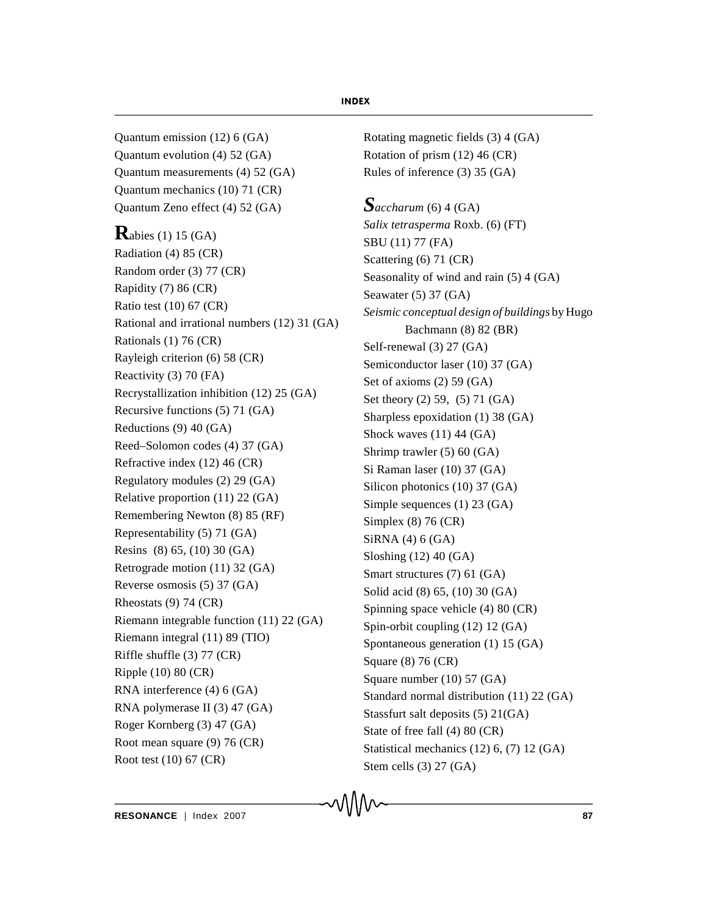Quantum emission (12) 6 (GA)
Quantum evolution (4) 52 (GA)
Quantum measurements (4) 52 (GA)
Quantum mechanics (10) 71 (CR)
Quantum Zeno effect (4) 52 (GA)

**R**abies (1) 15 (GA)
Radiation (4) 85 (CR)
Random order (3) 77 (CR)
Rapidity (7) 86 (CR)
Ratio test (10) 67 (CR)
Rational and irrational numbers (12) 31 (GA)
Rationals (1) 76 (CR)
Rayleigh criterion (6) 58 (CR)
Reactivity (3) 70 (FA)
Recrystallization inhibition (12) 25 (GA)
Recursive functions (5) 71 (GA)
Reductions (9) 40 (GA)
Reed–Solomon codes (4) 37 (GA)
Refractive index (12) 46 (CR)
Regulatory modules (2) 29 (GA)
Relative proportion (11) 22 (GA)
Remembering Newton (8) 85 (RF)
Representability (5) 71 (GA)
Resins (8) 65, (10) 30 (GA)
Retrograde motion (11) 32 (GA)
Reverse osmosis (5) 37 (GA)
Rheostats (9) 74 (CR)
Riemann integrable function (11) 22 (GA)
Riemann integral (11) 89 (TIO)
Riffle shuffle (3) 77 (CR)
Ripple (10) 80 (CR)
RNA interference (4) 6 (GA)
RNA polymerase II (3) 47 (GA)
Roger Kornberg (3) 47 (GA)
Root mean square (9) 76 (CR)
Root test (10) 67 (CR)
Rotating magnetic fields (3) 4 (GA)
Rotation of prism (12) 46 (CR)
Rules of inference (3) 35 (GA)

***S****accharum* (6) 4 (GA)
*Salix tetrasperma* Roxb. (6) (FT)
SBU (11) 77 (FA)
Scattering (6) 71 (CR)
Seasonality of wind and rain (5) 4 (GA)
Seawater (5) 37 (GA)
*Seismic conceptual design of buildings* by Hugo Bachmann (8) 82 (BR)
Self-renewal (3) 27 (GA)
Semiconductor laser (10) 37 (GA)
Set of axioms (2) 59 (GA)
Set theory (2) 59, (5) 71 (GA)
Sharpless epoxidation (1) 38 (GA)
Shock waves (11) 44 (GA)
Shrimp trawler (5) 60 (GA)
Si Raman laser (10) 37 (GA)
Silicon photonics (10) 37 (GA)
Simple sequences (1) 23 (GA)
Simplex (8) 76 (CR)
SiRNA (4) 6 (GA)
Sloshing (12) 40 (GA)
Smart structures (7) 61 (GA)
Solid acid (8) 65, (10) 30 (GA)
Spinning space vehicle (4) 80 (CR)
Spin-orbit coupling (12) 12 (GA)
Spontaneous generation (1) 15 (GA)
Square (8) 76 (CR)
Square number (10) 57 (GA)
Standard normal distribution (11) 22 (GA)
Stassfurt salt deposits (5) 21(GA)
State of free fall (4) 80 (CR)
Statistical mechanics (12) 6, (7) 12 (GA)
Stem cells (3) 27 (GA)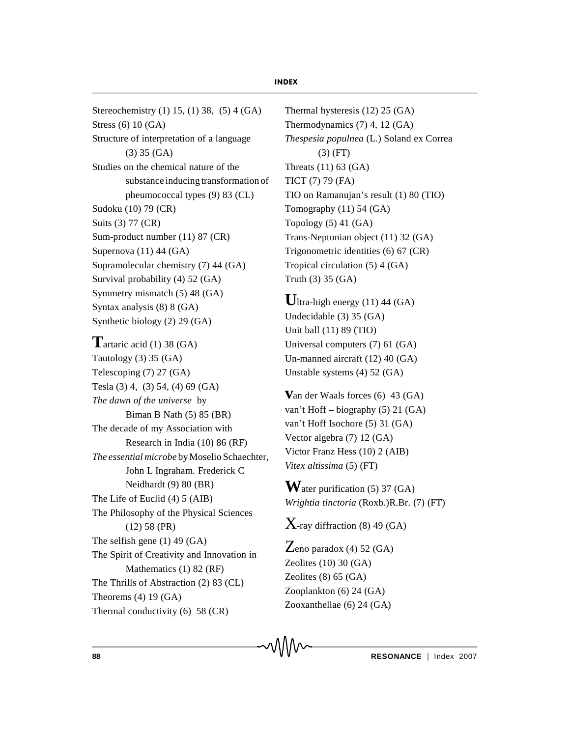Stereochemistry (1) 15, (1) 38, (5) 4 (GA)
Stress (6) 10 (GA)
Structure of interpretation of a language (3) 35 (GA)
Studies on the chemical nature of the substance inducing transformation of pheumococcal types (9) 83 (CL)
Sudoku (10) 79 (CR)
Suits (3) 77 (CR)
Sum-product number (11) 87 (CR)
Supernova (11) 44 (GA)
Supramolecular chemistry (7) 44 (GA)
Survival probability (4) 52 (GA)
Symmetry mismatch (5) 48 (GA)
Syntax analysis (8) 8 (GA)
Synthetic biology (2) 29 (GA)

**T**artaric acid (1) 38 (GA)
Tautology (3) 35 (GA)
Telescoping (7) 27 (GA)
Tesla (3) 4, (3) 54, (4) 69 (GA)
*The dawn of the universe* by Biman B Nath (5) 85 (BR)
The decade of my Association with Research in India (10) 86 (RF)
*The essential microbe* by Moselio Schaechter, John L Ingraham. Frederick C Neidhardt (9) 80 (BR)
The Life of Euclid (4) 5 (AIB)
The Philosophy of the Physical Sciences (12) 58 (PR)
The selfish gene (1) 49 (GA)
The Spirit of Creativity and Innovation in Mathematics (1) 82 (RF)
The Thrills of Abstraction (2) 83 (CL)
Theorems (4) 19 (GA)
Thermal conductivity (6) 58 (CR)
Thermal hysteresis (12) 25 (GA)
Thermodynamics (7) 4, 12 (GA)
*Thespesia populnea* (L.) Soland ex Correa (3) (FT)
Threats (11) 63 (GA)
TICT (7) 79 (FA)
TIO on Ramanujan's result (1) 80 (TIO)
Tomography (11) 54 (GA)
Topology (5) 41 (GA)
Trans-Neptunian object (11) 32 (GA)
Trigonometric identities (6) 67 (CR)
Tropical circulation (5) 4 (GA)
Truth (3) 35 (GA)

**U**ltra-high energy (11) 44 (GA)
Undecidable (3) 35 (GA)
Unit ball (11) 89 (TIO)
Universal computers (7) 61 (GA)
Un-manned aircraft (12) 40 (GA)
Unstable systems (4) 52 (GA)

**V**an der Waals forces (6) 43 (GA)
van't Hoff – biography (5) 21 (GA)
van't Hoff Isochore (5) 31 (GA)
Vector algebra (7) 12 (GA)
Victor Franz Hess (10) 2 (AIB)
*Vitex altissima* (5) (FT)

**W**ater purification (5) 37 (GA)
*Wrightia tinctoria* (Roxb.)R.Br. (7) (FT)

**X**-ray diffraction (8) 49 (GA)

**Z**eno paradox (4) 52 (GA)
Zeolites (10) 30 (GA)
Zeolites (8) 65 (GA)
Zooplankton (6) 24 (GA)
Zooxanthellae (6) 24 (GA)